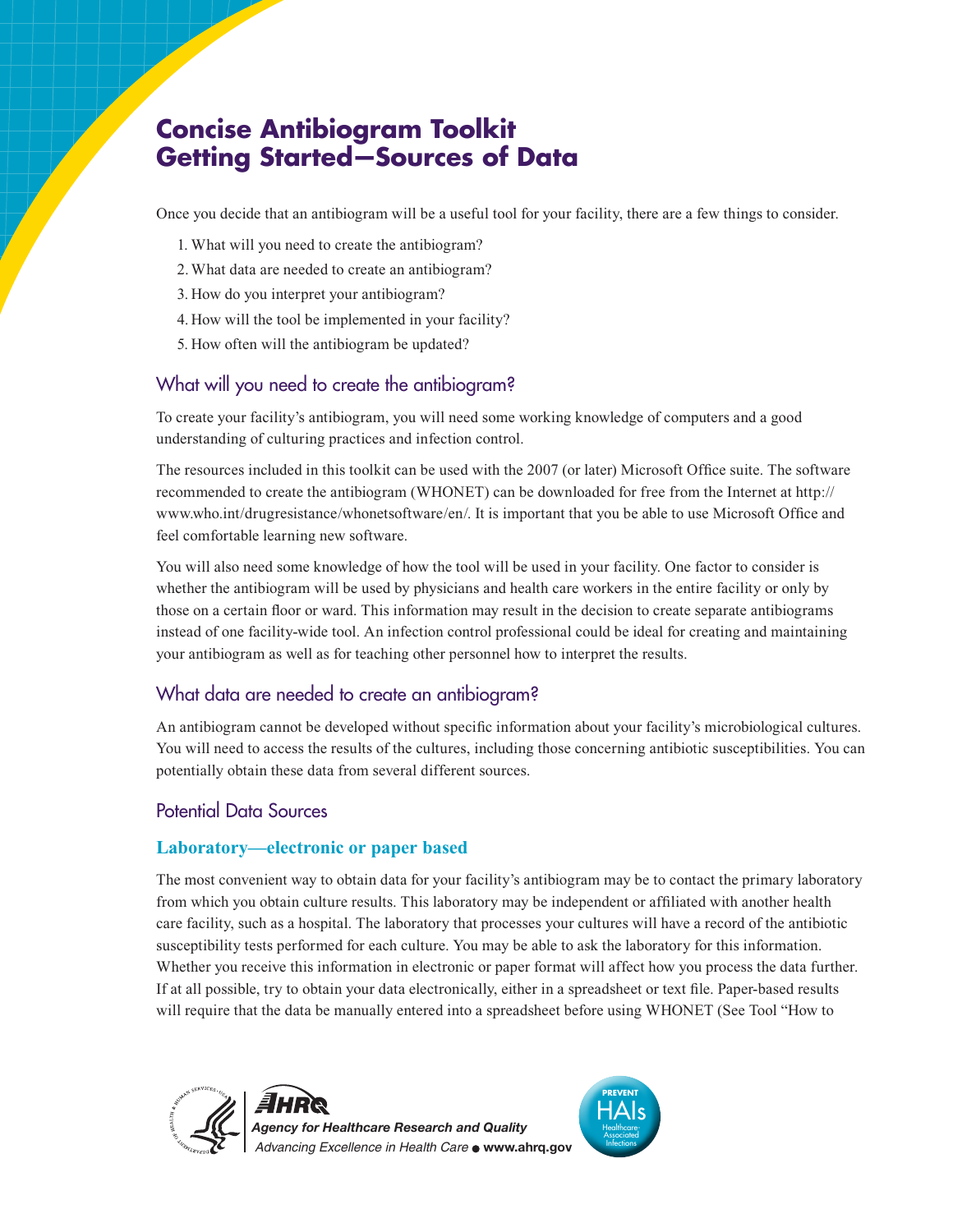# Concise Antibiogram Toolkit Getting Started—Sources of Data

Once you decide that an antibiogram will be a useful tool for your facility, there are a few things to consider.

1. What will you need to create the antibiogram?
2. What data are needed to create an antibiogram?
3. How do you interpret your antibiogram?
4. How will the tool be implemented in your facility?
5. How often will the antibiogram be updated?

## What will you need to create the antibiogram?

To create your facility's antibiogram, you will need some working knowledge of computers and a good understanding of culturing practices and infection control.

The resources included in this toolkit can be used with the 2007 (or later) Microsoft Office suite. The software recommended to create the antibiogram (WHONET) can be downloaded for free from the Internet at http://www.who.int/drugresistance/whonetsoftware/en/. It is important that you be able to use Microsoft Office and feel comfortable learning new software.

You will also need some knowledge of how the tool will be used in your facility. One factor to consider is whether the antibiogram will be used by physicians and health care workers in the entire facility or only by those on a certain floor or ward. This information may result in the decision to create separate antibiograms instead of one facility-wide tool. An infection control professional could be ideal for creating and maintaining your antibiogram as well as for teaching other personnel how to interpret the results.

## What data are needed to create an antibiogram?

An antibiogram cannot be developed without specific information about your facility's microbiological cultures. You will need to access the results of the cultures, including those concerning antibiotic susceptibilities. You can potentially obtain these data from several different sources.

## Potential Data Sources

### Laboratory—electronic or paper based

The most convenient way to obtain data for your facility's antibiogram may be to contact the primary laboratory from which you obtain culture results. This laboratory may be independent or affiliated with another health care facility, such as a hospital. The laboratory that processes your cultures will have a record of the antibiotic susceptibility tests performed for each culture. You may be able to ask the laboratory for this information. Whether you receive this information in electronic or paper format will affect how you process the data further. If at all possible, try to obtain your data electronically, either in a spreadsheet or text file. Paper-based results will require that the data be manually entered into a spreadsheet before using WHONET (See Tool "How to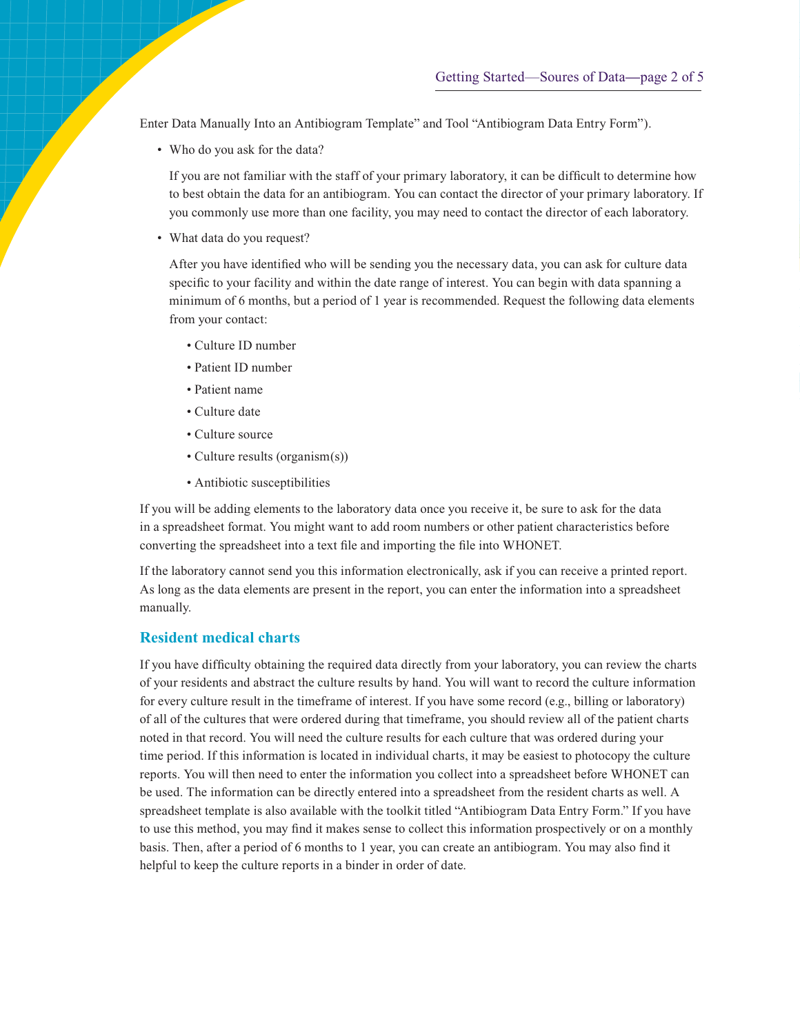Enter Data Manually Into an Antibiogram Template" and Tool "Antibiogram Data Entry Form").

- Who do you ask for the data?

  If you are not familiar with the staff of your primary laboratory, it can be difficult to determine how to best obtain the data for an antibiogram. You can contact the director of your primary laboratory. If you commonly use more than one facility, you may need to contact the director of each laboratory.

- What data do you request?

  After you have identified who will be sending you the necessary data, you can ask for culture data specific to your facility and within the date range of interest. You can begin with data spanning a minimum of 6 months, but a period of 1 year is recommended. Request the following data elements from your contact:

  - Culture ID number
  - Patient ID number
  - Patient name
  - Culture date
  - Culture source
  - Culture results (organism(s))
  - Antibiotic susceptibilities

If you will be adding elements to the laboratory data once you receive it, be sure to ask for the data in a spreadsheet format. You might want to add room numbers or other patient characteristics before converting the spreadsheet into a text file and importing the file into WHONET.

If the laboratory cannot send you this information electronically, ask if you can receive a printed report. As long as the data elements are present in the report, you can enter the information into a spreadsheet manually.

### Resident medical charts

If you have difficulty obtaining the required data directly from your laboratory, you can review the charts of your residents and abstract the culture results by hand. You will want to record the culture information for every culture result in the timeframe of interest. If you have some record (e.g., billing or laboratory) of all of the cultures that were ordered during that timeframe, you should review all of the patient charts noted in that record. You will need the culture results for each culture that was ordered during your time period. If this information is located in individual charts, it may be easiest to photocopy the culture reports. You will then need to enter the information you collect into a spreadsheet before WHONET can be used. The information can be directly entered into a spreadsheet from the resident charts as well. A spreadsheet template is also available with the toolkit titled "Antibiogram Data Entry Form." If you have to use this method, you may find it makes sense to collect this information prospectively or on a monthly basis. Then, after a period of 6 months to 1 year, you can create an antibiogram. You may also find it helpful to keep the culture reports in a binder in order of date.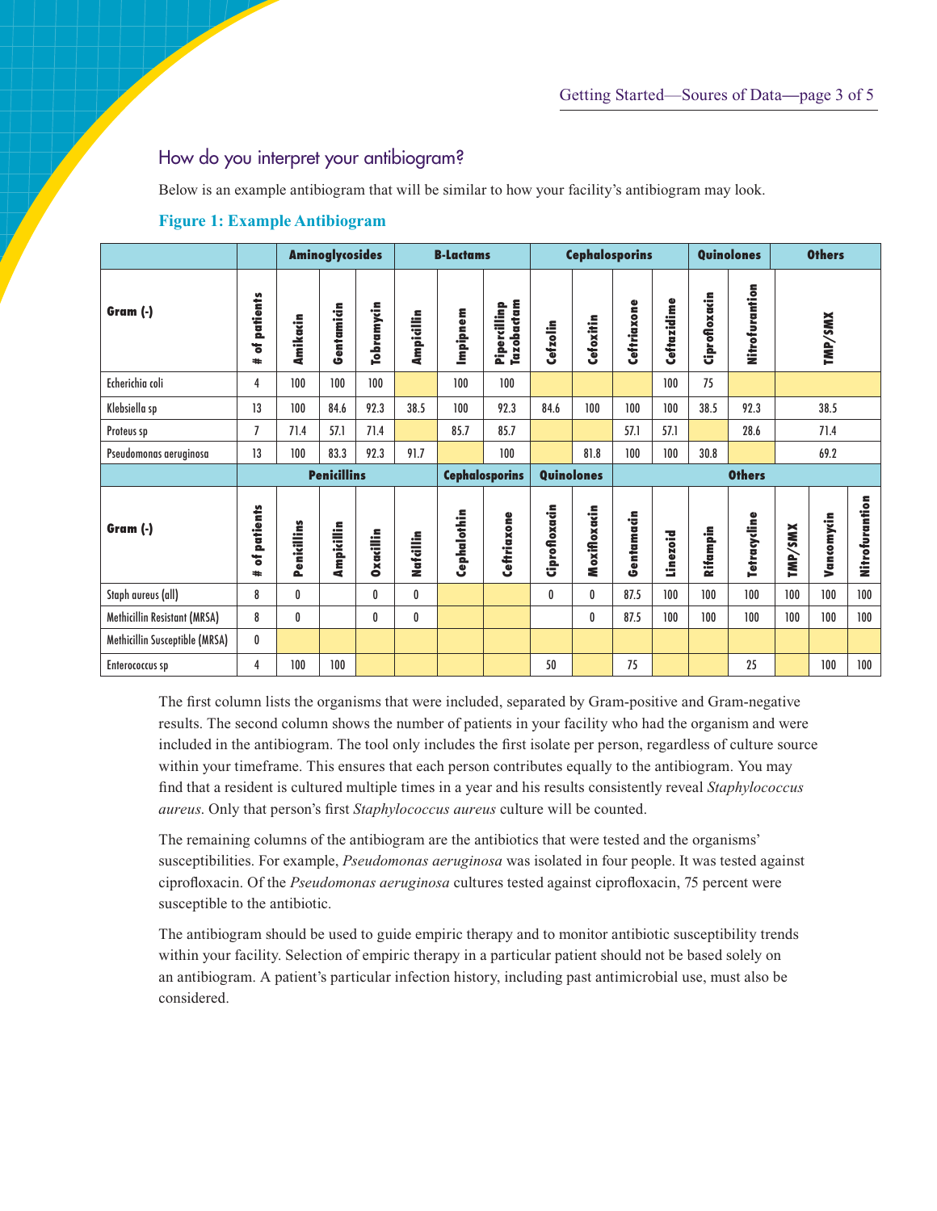## How do you interpret your antibiogram?

Below is an example antibiogram that will be similar to how your facility's antibiogram may look.

**Figure 1: Example Antibiogram**

| | | Aminoglycosides | | | B-Lactams | | | Cephalosporins | | | | Quinolones | | Others | | |
|---|---|---|---|---|---|---|---|---|---|---|---|---|---|---|---|---|
| **Gram (-)** | **# of patients** | **Amikacin** | **Gentamicin** | **Tobramycin** | **Ampicillin** | **Impipnem** | **Pipercillinp Tazobactam** | **Cefzolin** | **Cefoxitin** | **Ceftriaxone** | **Ceftazidime** | **Ciprofloxacin** | **Nitrofurantion** | **TMP/SMX** | | |
| Echerichia coli | 4 | 100 | 100 | 100 | | 100 | 100 | | | | 100 | 75 | | | | |
| Klebsiella sp | 13 | 100 | 84.6 | 92.3 | 38.5 | 100 | 92.3 | 84.6 | 100 | 100 | 100 | 38.5 | 92.3 | 38.5 | | |
| Proteus sp | 7 | 71.4 | 57.1 | 71.4 | | 85.7 | 85.7 | | | 57.1 | 57.1 | | 28.6 | 71.4 | | |
| Pseudomonas aeruginosa | 13 | 100 | 83.3 | 92.3 | 91.7 | | 100 | | 81.8 | 100 | 100 | 30.8 | | 69.2 | | |
| | | **Penicillins** | | | | **Cephalosporins** | | **Quinolones** | | **Others** | | | | | | |
| **Gram (-)** | **# of patients** | **Penicillins** | **Ampicillin** | **Oxacillin** | **Nafcillin** | **Cephalothin** | **Ceftriaxone** | **Ciprofloxacin** | **Moxifloxacin** | **Gentamacin** | **Linezoid** | **Rifampin** | **Tetracycline** | **TMP/SMX** | **Vancomycin** | **Nitrofurantion** |
| Staph aureus (all) | 8 | 0 | | 0 | 0 | | | 0 | 0 | 87.5 | 100 | 100 | 100 | 100 | 100 | 100 |
| Methicillin Resistant (MRSA) | 8 | 0 | | 0 | 0 | | | | 0 | 87.5 | 100 | 100 | 100 | 100 | 100 | 100 |
| Methicillin Susceptible (MRSA) | 0 | | | | | | | | | | | | | | | |
| Enterococcus sp | 4 | 100 | 100 | | | | | 50 | | 75 | | | 25 | | 100 | 100 |

The first column lists the organisms that were included, separated by Gram-positive and Gram-negative results. The second column shows the number of patients in your facility who had the organism and were included in the antibiogram. The tool only includes the first isolate per person, regardless of culture source within your timeframe. This ensures that each person contributes equally to the antibiogram. You may find that a resident is cultured multiple times in a year and his results consistently reveal *Staphylococcus aureus*. Only that person's first *Staphylococcus aureus* culture will be counted.

The remaining columns of the antibiogram are the antibiotics that were tested and the organisms' susceptibilities. For example, *Pseudomonas aeruginosa* was isolated in four people. It was tested against ciprofloxacin. Of the *Pseudomonas aeruginosa* cultures tested against ciprofloxacin, 75 percent were susceptible to the antibiotic.

The antibiogram should be used to guide empiric therapy and to monitor antibiotic susceptibility trends within your facility. Selection of empiric therapy in a particular patient should not be based solely on an antibiogram. A patient's particular infection history, including past antimicrobial use, must also be considered.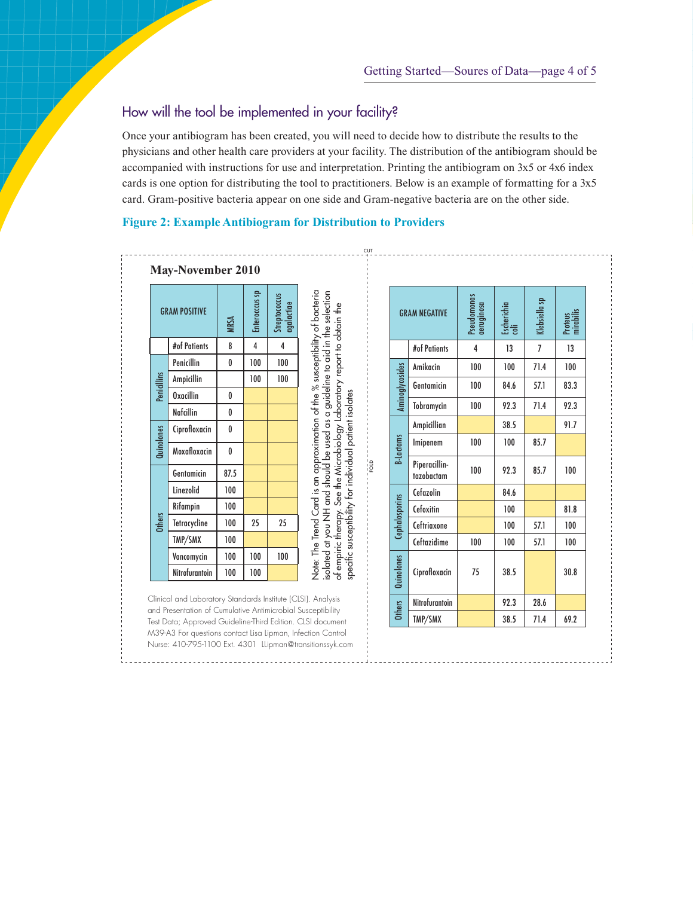## How will the tool be implemented in your facility?

Once your antibiogram has been created, you will need to decide how to distribute the results to the physicians and other health care providers at your facility. The distribution of the antibiogram should be accompanied with instructions for use and interpretation. Printing the antibiogram on 3x5 or 4x6 index cards is one option for distributing the tool to practitioners. Below is an example of formatting for a 3x5 card. Gram-positive bacteria appear on one side and Gram-negative bacteria are on the other side.

**Figure 2: Example Antibiogram for Distribution to Providers**

CUT

**May-November 2010**

| GRAM POSITIVE | | MRSA | Enterococcus sp | Streptococcus agalactiae |
|---|---|---|---|---|
| | #of Patients | 8 | 4 | 4 |
| Penicillins | Penicillin | 0 | 100 | 100 |
| | Ampicillin | | 100 | 100 |
| | Oxacillin | 0 | | |
| | Nafcillin | 0 | | |
| Quinolones | Ciprofloxacin | 0 | | |
| | Moxafloxacin | 0 | | |
| Others | Gentamicin | 87.5 | | |
| | Linezolid | 100 | | |
| | Rifampin | 100 | | |
| | Tetracycline | 100 | 25 | 25 |
| | TMP/SMX | 100 | | |
| | Vancomycin | 100 | 100 | 100 |
| | Nitrofurantoin | 100 | 100 | |

Note: The Trend Card is an approximation of the % susceptibility of bacteria isolated at you NH and should be used as a guideline to aid in the selection of empiric therapy. See the Microbiology Laboratory report to obtain the specific susceptibility for individual patient isolates

Clinical and Laboratory Standards Institute (CLSI). Analysis and Presentation of Cumulative Antimicrobial Susceptibility Test Data; Approved Guideline-Third Edition. CLSI document M39-A3 For questions contact Lisa Lipman, Infection Control Nurse: 410-795-1100 Ext. 4301 LLipman@transitionssyk.com

FOLD

| GRAM NEGATIVE | | Pseudomonas aeruginosa | Escherichia coli | Klebsiella sp | Proteus mirabilis |
|---|---|---|---|---|---|
| | #of Patients | 4 | 13 | 7 | 13 |
| Aminoglycosides | Amikacin | 100 | 100 | 71.4 | 100 |
| | Gentamicin | 100 | 84.6 | 57.1 | 83.3 |
| | Tobramycin | 100 | 92.3 | 71.4 | 92.3 |
| B-Lactams | Ampicillian | | 38.5 | | 91.7 |
| | Imipenem | 100 | 100 | 85.7 | |
| | Piperacillin-tazobactam | 100 | 92.3 | 85.7 | 100 |
| Cephalosporins | Cefazolin | | 84.6 | | |
| | Cefoxitin | | 100 | | 81.8 |
| | Ceftriaxone | | 100 | 57.1 | 100 |
| | Ceftazidime | 100 | 100 | 57.1 | 100 |
| Quinolones | Ciprofloxacin | 75 | 38.5 | | 30.8 |
| Others | Nitrofurantoin | | 92.3 | 28.6 | |
| | TMP/SMX | | 38.5 | 71.4 | 69.2 |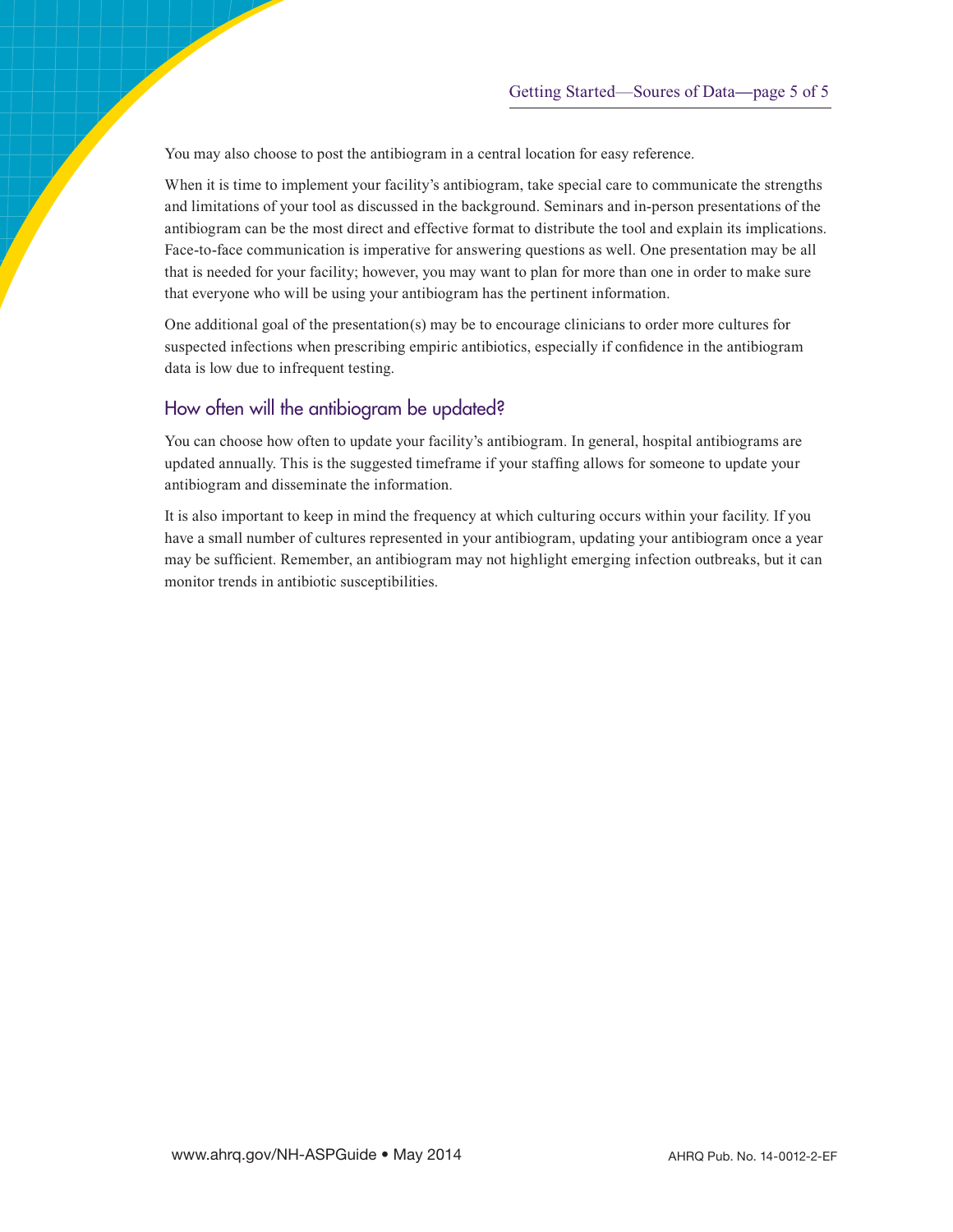You may also choose to post the antibiogram in a central location for easy reference.

When it is time to implement your facility's antibiogram, take special care to communicate the strengths and limitations of your tool as discussed in the background. Seminars and in-person presentations of the antibiogram can be the most direct and effective format to distribute the tool and explain its implications. Face-to-face communication is imperative for answering questions as well. One presentation may be all that is needed for your facility; however, you may want to plan for more than one in order to make sure that everyone who will be using your antibiogram has the pertinent information.

One additional goal of the presentation(s) may be to encourage clinicians to order more cultures for suspected infections when prescribing empiric antibiotics, especially if confidence in the antibiogram data is low due to infrequent testing.

## How often will the antibiogram be updated?

You can choose how often to update your facility's antibiogram. In general, hospital antibiograms are updated annually. This is the suggested timeframe if your staffing allows for someone to update your antibiogram and disseminate the information.

It is also important to keep in mind the frequency at which culturing occurs within your facility. If you have a small number of cultures represented in your antibiogram, updating your antibiogram once a year may be sufficient. Remember, an antibiogram may not highlight emerging infection outbreaks, but it can monitor trends in antibiotic susceptibilities.